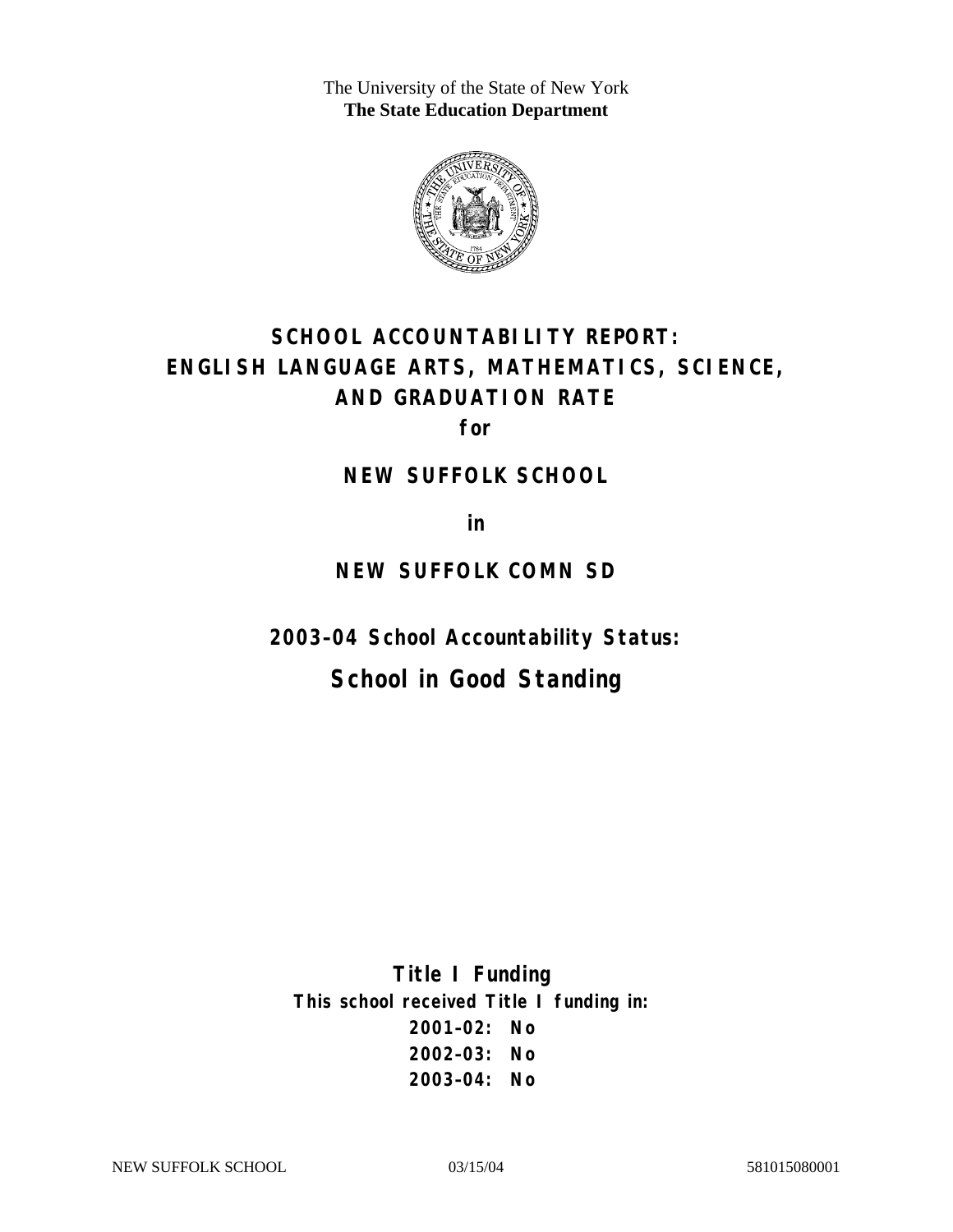The University of the State of New York
**The State Education Department**

# SCHOOL ACCOUNTABILITY REPORT: ENGLISH LANGUAGE ARTS, MATHEMATICS, SCIENCE, AND GRADUATION RATE

**for**

## NEW SUFFOLK SCHOOL

**in**

## NEW SUFFOLK COMN SD

**2003–04 School Accountability Status:**

## School in Good Standing

**Title I Funding**

**This school received Title I funding in:**

**2001–02: No**

**2002–03: No**

**2003–04: No**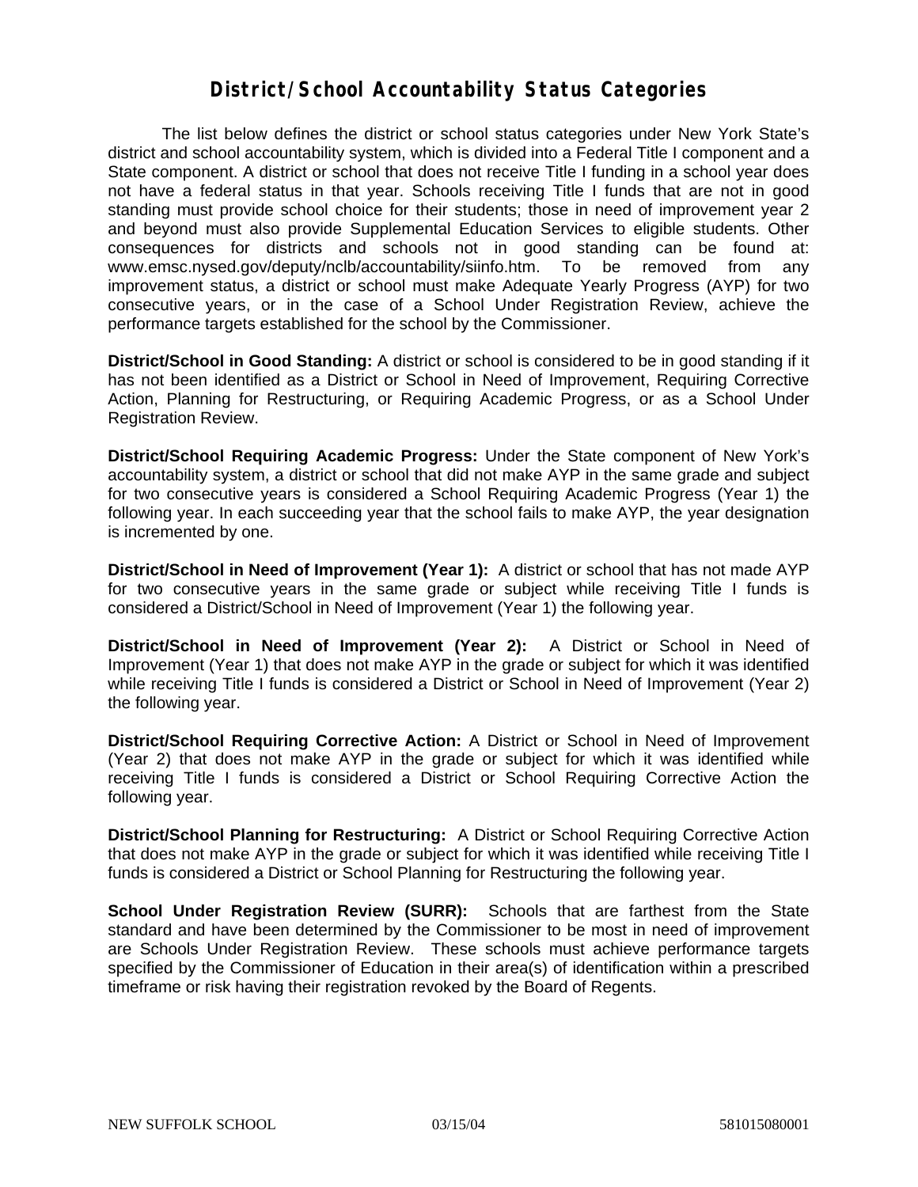# District/School Accountability Status Categories

The list below defines the district or school status categories under New York State's district and school accountability system, which is divided into a Federal Title I component and a State component. A district or school that does not receive Title I funding in a school year does not have a federal status in that year. Schools receiving Title I funds that are not in good standing must provide school choice for their students; those in need of improvement year 2 and beyond must also provide Supplemental Education Services to eligible students. Other consequences for districts and schools not in good standing can be found at: www.emsc.nysed.gov/deputy/nclb/accountability/siinfo.htm. To be removed from any improvement status, a district or school must make Adequate Yearly Progress (AYP) for two consecutive years, or in the case of a School Under Registration Review, achieve the performance targets established for the school by the Commissioner.

**District/School in Good Standing:** A district or school is considered to be in good standing if it has not been identified as a District or School in Need of Improvement, Requiring Corrective Action, Planning for Restructuring, or Requiring Academic Progress, or as a School Under Registration Review.

**District/School Requiring Academic Progress:** Under the State component of New York's accountability system, a district or school that did not make AYP in the same grade and subject for two consecutive years is considered a School Requiring Academic Progress (Year 1) the following year. In each succeeding year that the school fails to make AYP, the year designation is incremented by one.

**District/School in Need of Improvement (Year 1):** A district or school that has not made AYP for two consecutive years in the same grade or subject while receiving Title I funds is considered a District/School in Need of Improvement (Year 1) the following year.

**District/School in Need of Improvement (Year 2):** A District or School in Need of Improvement (Year 1) that does not make AYP in the grade or subject for which it was identified while receiving Title I funds is considered a District or School in Need of Improvement (Year 2) the following year.

**District/School Requiring Corrective Action:** A District or School in Need of Improvement (Year 2) that does not make AYP in the grade or subject for which it was identified while receiving Title I funds is considered a District or School Requiring Corrective Action the following year.

**District/School Planning for Restructuring:** A District or School Requiring Corrective Action that does not make AYP in the grade or subject for which it was identified while receiving Title I funds is considered a District or School Planning for Restructuring the following year.

**School Under Registration Review (SURR):** Schools that are farthest from the State standard and have been determined by the Commissioner to be most in need of improvement are Schools Under Registration Review. These schools must achieve performance targets specified by the Commissioner of Education in their area(s) of identification within a prescribed timeframe or risk having their registration revoked by the Board of Regents.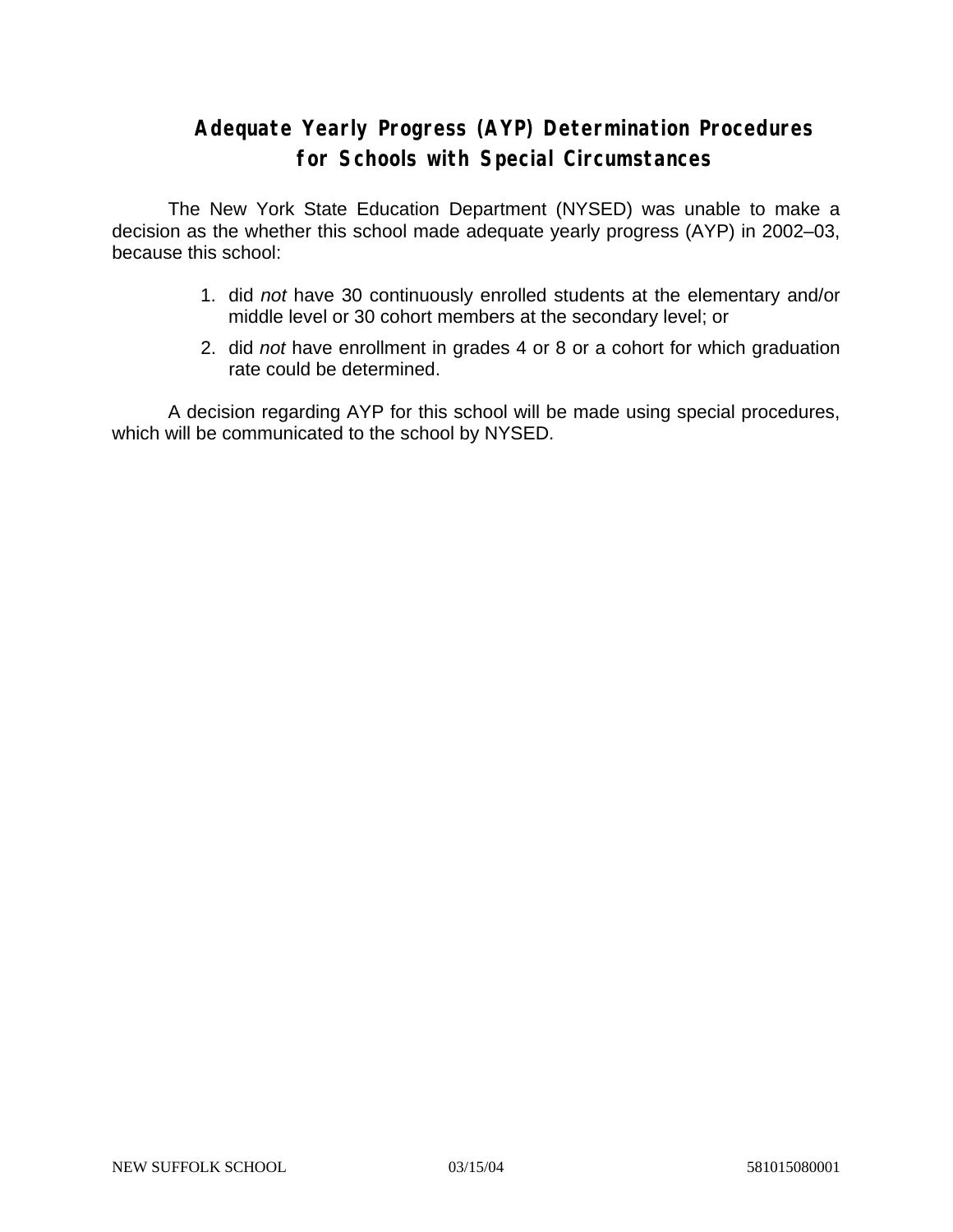# Adequate Yearly Progress (AYP) Determination Procedures for Schools with Special Circumstances

The New York State Education Department (NYSED) was unable to make a decision as the whether this school made adequate yearly progress (AYP) in 2002–03, because this school:

1. did *not* have 30 continuously enrolled students at the elementary and/or middle level or 30 cohort members at the secondary level; or
2. did *not* have enrollment in grades 4 or 8 or a cohort for which graduation rate could be determined.

A decision regarding AYP for this school will be made using special procedures, which will be communicated to the school by NYSED.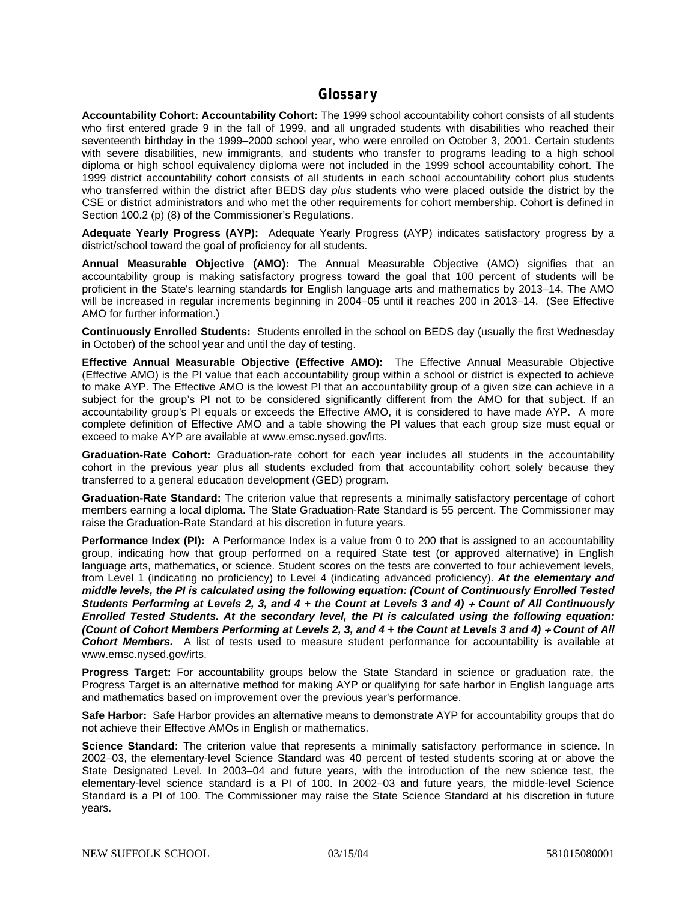# Glossary

**Accountability Cohort: Accountability Cohort:** The 1999 school accountability cohort consists of all students who first entered grade 9 in the fall of 1999, and all ungraded students with disabilities who reached their seventeenth birthday in the 1999–2000 school year, who were enrolled on October 3, 2001. Certain students with severe disabilities, new immigrants, and students who transfer to programs leading to a high school diploma or high school equivalency diploma were not included in the 1999 school accountability cohort. The 1999 district accountability cohort consists of all students in each school accountability cohort plus students who transferred within the district after BEDS day *plus* students who were placed outside the district by the CSE or district administrators and who met the other requirements for cohort membership. Cohort is defined in Section 100.2 (p) (8) of the Commissioner's Regulations.

**Adequate Yearly Progress (AYP):** Adequate Yearly Progress (AYP) indicates satisfactory progress by a district/school toward the goal of proficiency for all students.

**Annual Measurable Objective (AMO):** The Annual Measurable Objective (AMO) signifies that an accountability group is making satisfactory progress toward the goal that 100 percent of students will be proficient in the State's learning standards for English language arts and mathematics by 2013–14. The AMO will be increased in regular increments beginning in 2004–05 until it reaches 200 in 2013–14. (See Effective AMO for further information.)

**Continuously Enrolled Students:** Students enrolled in the school on BEDS day (usually the first Wednesday in October) of the school year and until the day of testing.

**Effective Annual Measurable Objective (Effective AMO):** The Effective Annual Measurable Objective (Effective AMO) is the PI value that each accountability group within a school or district is expected to achieve to make AYP. The Effective AMO is the lowest PI that an accountability group of a given size can achieve in a subject for the group's PI not to be considered significantly different from the AMO for that subject. If an accountability group's PI equals or exceeds the Effective AMO, it is considered to have made AYP. A more complete definition of Effective AMO and a table showing the PI values that each group size must equal or exceed to make AYP are available at www.emsc.nysed.gov/irts.

**Graduation-Rate Cohort:** Graduation-rate cohort for each year includes all students in the accountability cohort in the previous year plus all students excluded from that accountability cohort solely because they transferred to a general education development (GED) program.

**Graduation-Rate Standard:** The criterion value that represents a minimally satisfactory percentage of cohort members earning a local diploma. The State Graduation-Rate Standard is 55 percent. The Commissioner may raise the Graduation-Rate Standard at his discretion in future years.

**Performance Index (PI):** A Performance Index is a value from 0 to 200 that is assigned to an accountability group, indicating how that group performed on a required State test (or approved alternative) in English language arts, mathematics, or science. Student scores on the tests are converted to four achievement levels, from Level 1 (indicating no proficiency) to Level 4 (indicating advanced proficiency). ***At the elementary and middle levels, the PI is calculated using the following equation: (Count of Continuously Enrolled Tested Students Performing at Levels 2, 3, and 4 + the Count at Levels 3 and 4) ÷ Count of All Continuously Enrolled Tested Students. At the secondary level, the PI is calculated using the following equation: (Count of Cohort Members Performing at Levels 2, 3, and 4 + the Count at Levels 3 and 4) ÷ Count of All Cohort Members.*** A list of tests used to measure student performance for accountability is available at www.emsc.nysed.gov/irts.

**Progress Target:** For accountability groups below the State Standard in science or graduation rate, the Progress Target is an alternative method for making AYP or qualifying for safe harbor in English language arts and mathematics based on improvement over the previous year's performance.

**Safe Harbor:** Safe Harbor provides an alternative means to demonstrate AYP for accountability groups that do not achieve their Effective AMOs in English or mathematics.

**Science Standard:** The criterion value that represents a minimally satisfactory performance in science. In 2002–03, the elementary-level Science Standard was 40 percent of tested students scoring at or above the State Designated Level. In 2003–04 and future years, with the introduction of the new science test, the elementary-level science standard is a PI of 100. In 2002–03 and future years, the middle-level Science Standard is a PI of 100. The Commissioner may raise the State Science Standard at his discretion in future years.